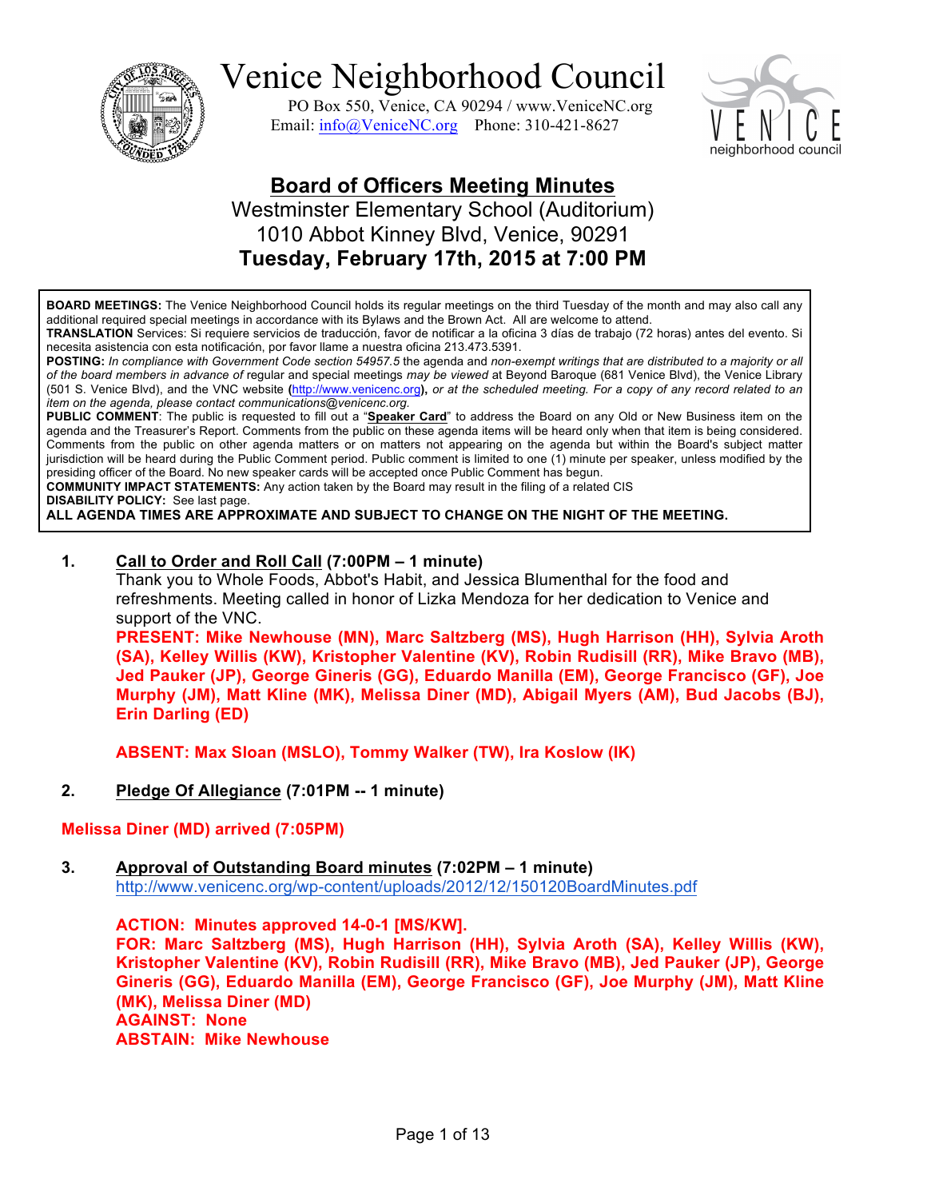# Venice Neighborhood Council

PO Box 550, Venice, CA 90294 / www.VeniceNC.org
Email: info@VeniceNC.org Phone: 310-421-8627

## Board of Officers Meeting Minutes

Westminster Elementary School (Auditorium)
1010 Abbot Kinney Blvd, Venice, 90291
**Tuesday, February 17th, 2015 at 7:00 PM**

**BOARD MEETINGS:** The Venice Neighborhood Council holds its regular meetings on the third Tuesday of the month and may also call any additional required special meetings in accordance with its Bylaws and the Brown Act. All are welcome to attend.
**TRANSLATION** Services: Si requiere servicios de traducción, favor de notificar a la oficina 3 días de trabajo (72 horas) antes del evento. Si necesita asistencia con esta notificación, por favor llame a nuestra oficina 213.473.5391.
**POSTING:** *In compliance with Government Code section 54957.5* the agenda and *non-exempt writings that are distributed to a majority or all of the board members in advance of* regular and special meetings *may be viewed* at Beyond Baroque (681 Venice Blvd), the Venice Library (501 S. Venice Blvd), and the VNC website **(**http://www.venicenc.org**),** *or at the scheduled meeting. For a copy of any record related to an item on the agenda, please contact communications@venicenc.org.*
**PUBLIC COMMENT**: The public is requested to fill out a "**Speaker Card**" to address the Board on any Old or New Business item on the agenda and the Treasurer's Report. Comments from the public on these agenda items will be heard only when that item is being considered. Comments from the public on other agenda matters or on matters not appearing on the agenda but within the Board's subject matter jurisdiction will be heard during the Public Comment period. Public comment is limited to one (1) minute per speaker, unless modified by the presiding officer of the Board. No new speaker cards will be accepted once Public Comment has begun.
**COMMUNITY IMPACT STATEMENTS:** Any action taken by the Board may result in the filing of a related CIS
**DISABILITY POLICY:** See last page.
**ALL AGENDA TIMES ARE APPROXIMATE AND SUBJECT TO CHANGE ON THE NIGHT OF THE MEETING.**

**1. Call to Order and Roll Call (7:00PM – 1 minute)**

Thank you to Whole Foods, Abbot's Habit, and Jessica Blumenthal for the food and refreshments. Meeting called in honor of Lizka Mendoza for her dedication to Venice and support of the VNC.

**PRESENT: Mike Newhouse (MN), Marc Saltzberg (MS), Hugh Harrison (HH), Sylvia Aroth (SA), Kelley Willis (KW), Kristopher Valentine (KV), Robin Rudisill (RR), Mike Bravo (MB), Jed Pauker (JP), George Gineris (GG), Eduardo Manilla (EM), George Francisco (GF), Joe Murphy (JM), Matt Kline (MK), Melissa Diner (MD), Abigail Myers (AM), Bud Jacobs (BJ), Erin Darling (ED)**

**ABSENT: Max Sloan (MSLO), Tommy Walker (TW), Ira Koslow (IK)**

**2. Pledge Of Allegiance (7:01PM -- 1 minute)**

**Melissa Diner (MD) arrived (7:05PM)**

**3. Approval of Outstanding Board minutes (7:02PM – 1 minute)**

http://www.venicenc.org/wp-content/uploads/2012/12/150120BoardMinutes.pdf

**ACTION: Minutes approved 14-0-1 [MS/KW].**
**FOR: Marc Saltzberg (MS), Hugh Harrison (HH), Sylvia Aroth (SA), Kelley Willis (KW), Kristopher Valentine (KV), Robin Rudisill (RR), Mike Bravo (MB), Jed Pauker (JP), George Gineris (GG), Eduardo Manilla (EM), George Francisco (GF), Joe Murphy (JM), Matt Kline (MK), Melissa Diner (MD)**
**AGAINST: None**
**ABSTAIN: Mike Newhouse**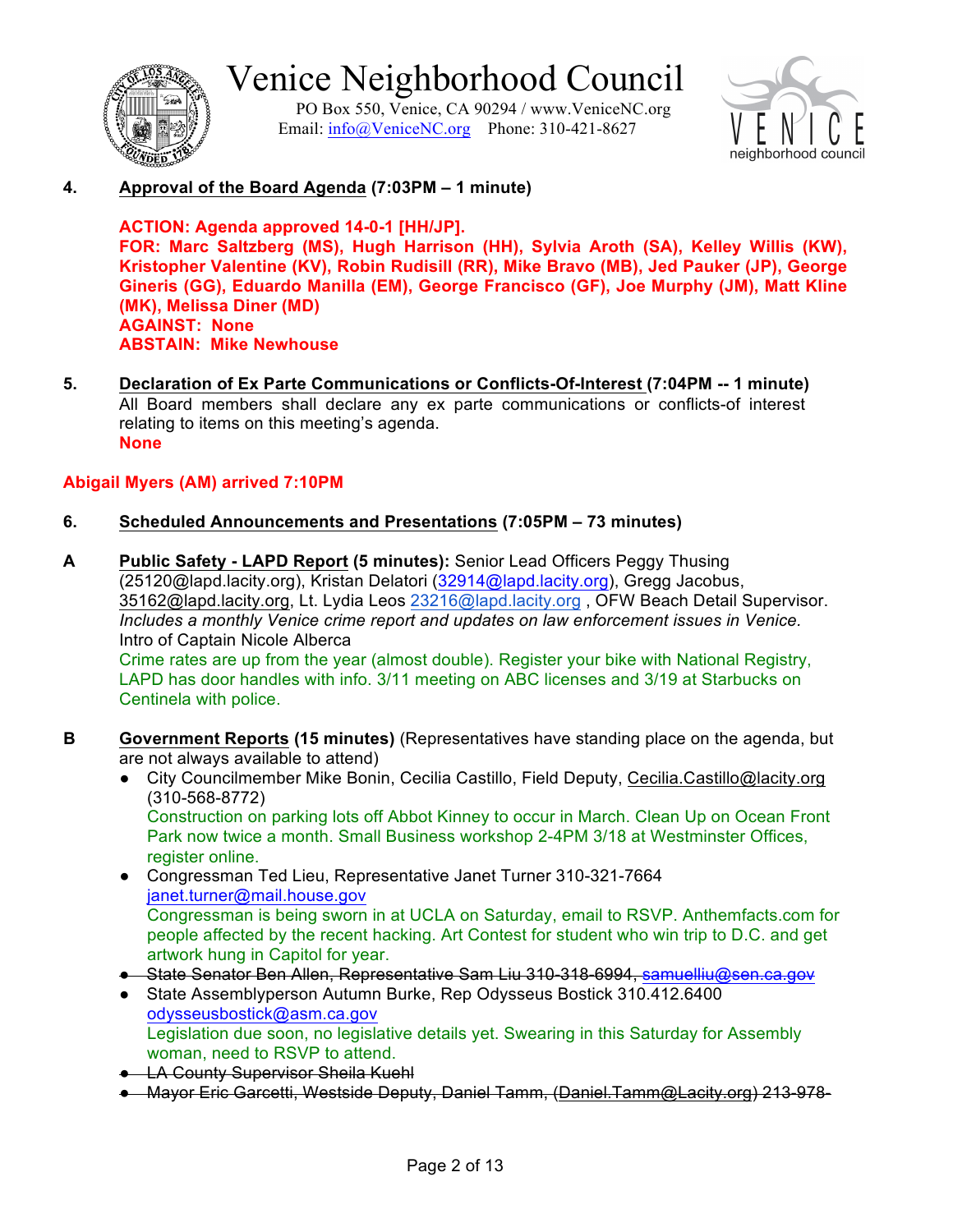**4.** **Approval of the Board Agenda (7:03PM – 1 minute)**

**ACTION: Agenda approved 14-0-1 [HH/JP].**
**FOR: Marc Saltzberg (MS), Hugh Harrison (HH), Sylvia Aroth (SA), Kelley Willis (KW), Kristopher Valentine (KV), Robin Rudisill (RR), Mike Bravo (MB), Jed Pauker (JP), George Gineris (GG), Eduardo Manilla (EM), George Francisco (GF), Joe Murphy (JM), Matt Kline (MK), Melissa Diner (MD)**
**AGAINST: None**
**ABSTAIN: Mike Newhouse**

**5.** **Declaration of Ex Parte Communications or Conflicts-Of-Interest (7:04PM -- 1 minute)**
All Board members shall declare any ex parte communications or conflicts-of interest relating to items on this meeting's agenda.
**None**

**Abigail Myers (AM) arrived 7:10PM**

**6.** **Scheduled Announcements and Presentations (7:05PM – 73 minutes)**

**A** **Public Safety - LAPD Report (5 minutes):** Senior Lead Officers Peggy Thusing (25120@lapd.lacity.org), Kristan Delatori (32914@lapd.lacity.org), Gregg Jacobus, 35162@lapd.lacity.org, Lt. Lydia Leos 23216@lapd.lacity.org , OFW Beach Detail Supervisor. *Includes a monthly Venice crime report and updates on law enforcement issues in Venice.*
Intro of Captain Nicole Alberca
Crime rates are up from the year (almost double). Register your bike with National Registry, LAPD has door handles with info. 3/11 meeting on ABC licenses and 3/19 at Starbucks on Centinela with police.

**B** **Government Reports (15 minutes)** (Representatives have standing place on the agenda, but are not always available to attend)

- City Councilmember Mike Bonin, Cecilia Castillo, Field Deputy, Cecilia.Castillo@lacity.org (310-568-8772)
  Construction on parking lots off Abbot Kinney to occur in March. Clean Up on Ocean Front Park now twice a month. Small Business workshop 2-4PM 3/18 at Westminster Offices, register online.
- Congressman Ted Lieu, Representative Janet Turner 310-321-7664 janet.turner@mail.house.gov
  Congressman is being sworn in at UCLA on Saturday, email to RSVP. Anthemfacts.com for people affected by the recent hacking. Art Contest for student who win trip to D.C. and get artwork hung in Capitol for year.
- ~~State Senator Ben Allen, Representative Sam Liu 310-318-6994, samuelliu@sen.ca.gov~~
- State Assemblyperson Autumn Burke, Rep Odysseus Bostick 310.412.6400 odysseusbostick@asm.ca.gov
  Legislation due soon, no legislative details yet. Swearing in this Saturday for Assembly woman, need to RSVP to attend.
- ~~LA County Supervisor Sheila Kuehl~~
- ~~Mayor Eric Garcetti, Westside Deputy, Daniel Tamm, (Daniel.Tamm@Lacity.org) 213-978-~~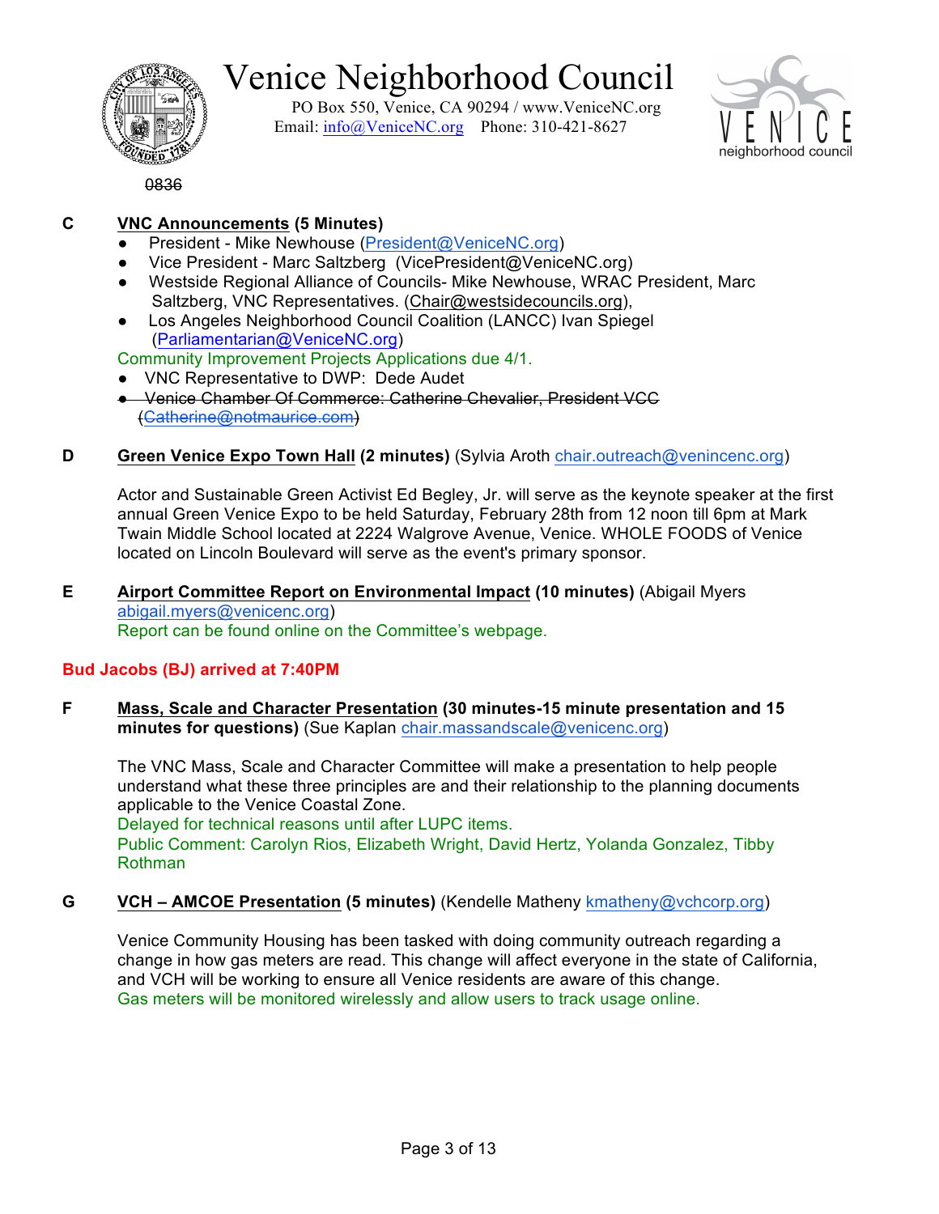# Venice Neighborhood Council

PO Box 550, Venice, CA 90294 / www.VeniceNC.org
Email: info@VeniceNC.org Phone: 310-421-8627

~~0836~~

**C** **VNC Announcements (5 Minutes)**

- President - Mike Newhouse (President@VeniceNC.org)
- Vice President - Marc Saltzberg (VicePresident@VeniceNC.org)
- Westside Regional Alliance of Councils- Mike Newhouse, WRAC President, Marc Saltzberg, VNC Representatives. (Chair@westsidecouncils.org),
- Los Angeles Neighborhood Council Coalition (LANCC) Ivan Spiegel (Parliamentarian@VeniceNC.org)

Community Improvement Projects Applications due 4/1.

- VNC Representative to DWP: Dede Audet
- ~~Venice Chamber Of Commerce: Catherine Chevalier, President VCC (Catherine@notmaurice.com)~~

**D** **Green Venice Expo Town Hall (2 minutes)** (Sylvia Aroth chair.outreach@venincenc.org)

Actor and Sustainable Green Activist Ed Begley, Jr. will serve as the keynote speaker at the first annual Green Venice Expo to be held Saturday, February 28th from 12 noon till 6pm at Mark Twain Middle School located at 2224 Walgrove Avenue, Venice. WHOLE FOODS of Venice located on Lincoln Boulevard will serve as the event's primary sponsor.

**E** **Airport Committee Report on Environmental Impact (10 minutes)** (Abigail Myers abigail.myers@venicenc.org)
Report can be found online on the Committee's webpage.

**Bud Jacobs (BJ) arrived at 7:40PM**

**F** **Mass, Scale and Character Presentation (30 minutes-15 minute presentation and 15 minutes for questions)** (Sue Kaplan chair.massandscale@venicenc.org)

The VNC Mass, Scale and Character Committee will make a presentation to help people understand what these three principles are and their relationship to the planning documents applicable to the Venice Coastal Zone.
Delayed for technical reasons until after LUPC items.
Public Comment: Carolyn Rios, Elizabeth Wright, David Hertz, Yolanda Gonzalez, Tibby Rothman

**G** **VCH – AMCOE Presentation (5 minutes)** (Kendelle Matheny kmatheny@vchcorp.org)

Venice Community Housing has been tasked with doing community outreach regarding a change in how gas meters are read. This change will affect everyone in the state of California, and VCH will be working to ensure all Venice residents are aware of this change.
Gas meters will be monitored wirelessly and allow users to track usage online.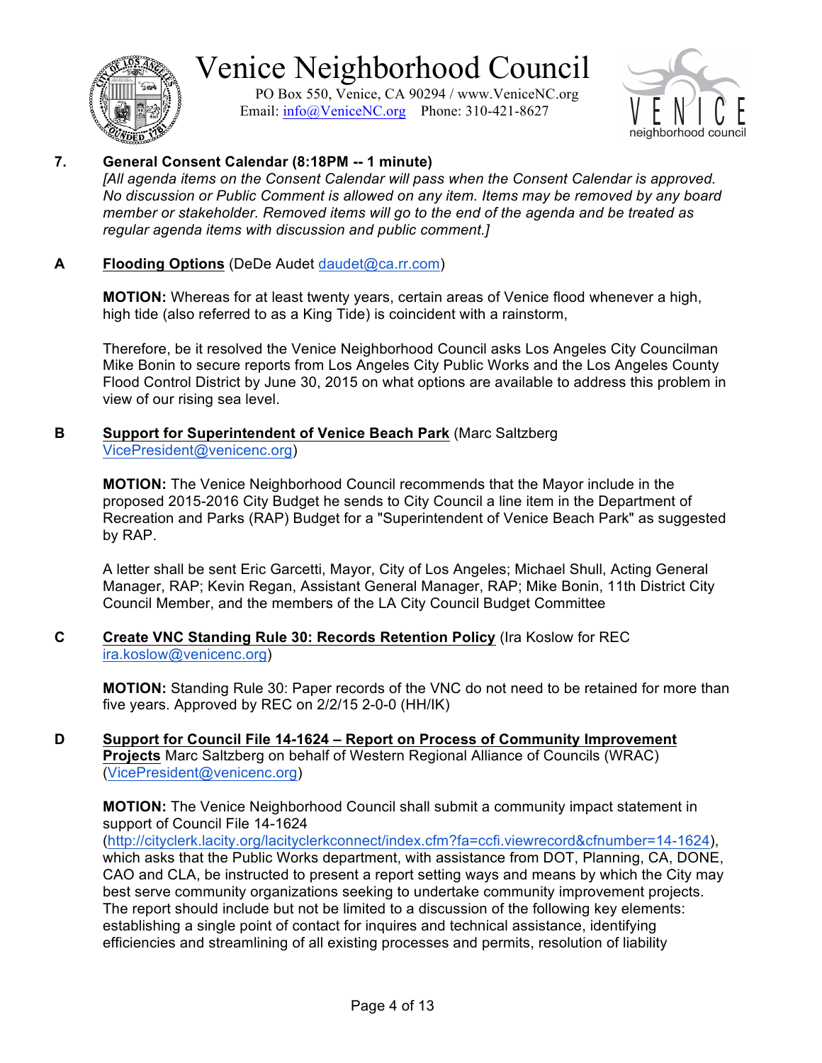Venice Neighborhood Council

PO Box 550, Venice, CA 90294 / www.VeniceNC.org
Email: info@VeniceNC.org Phone: 310-421-8627

**7. General Consent Calendar (8:18PM -- 1 minute)**

*[All agenda items on the Consent Calendar will pass when the Consent Calendar is approved. No discussion or Public Comment is allowed on any item. Items may be removed by any board member or stakeholder. Removed items will go to the end of the agenda and be treated as regular agenda items with discussion and public comment.]*

**A** **Flooding Options** (DeDe Audet daudet@ca.rr.com)

**MOTION:** Whereas for at least twenty years, certain areas of Venice flood whenever a high, high tide (also referred to as a King Tide) is coincident with a rainstorm,

Therefore, be it resolved the Venice Neighborhood Council asks Los Angeles City Councilman Mike Bonin to secure reports from Los Angeles City Public Works and the Los Angeles County Flood Control District by June 30, 2015 on what options are available to address this problem in view of our rising sea level.

**B** **Support for Superintendent of Venice Beach Park** (Marc Saltzberg VicePresident@venicenc.org)

**MOTION:** The Venice Neighborhood Council recommends that the Mayor include in the proposed 2015-2016 City Budget he sends to City Council a line item in the Department of Recreation and Parks (RAP) Budget for a "Superintendent of Venice Beach Park" as suggested by RAP.

A letter shall be sent Eric Garcetti, Mayor, City of Los Angeles; Michael Shull, Acting General Manager, RAP; Kevin Regan, Assistant General Manager, RAP; Mike Bonin, 11th District City Council Member, and the members of the LA City Council Budget Committee

**C** **Create VNC Standing Rule 30: Records Retention Policy** (Ira Koslow for REC ira.koslow@venicenc.org)

**MOTION:** Standing Rule 30: Paper records of the VNC do not need to be retained for more than five years. Approved by REC on 2/2/15 2-0-0 (HH/IK)

**D** **Support for Council File 14-1624 – Report on Process of Community Improvement Projects** Marc Saltzberg on behalf of Western Regional Alliance of Councils (WRAC) (VicePresident@venicenc.org)

**MOTION:** The Venice Neighborhood Council shall submit a community impact statement in support of Council File 14-1624 (http://cityclerk.lacity.org/lacityclerkconnect/index.cfm?fa=ccfi.viewrecord&cfnumber=14-1624), which asks that the Public Works department, with assistance from DOT, Planning, CA, DONE, CAO and CLA, be instructed to present a report setting ways and means by which the City may best serve community organizations seeking to undertake community improvement projects. The report should include but not be limited to a discussion of the following key elements: establishing a single point of contact for inquires and technical assistance, identifying efficiencies and streamlining of all existing processes and permits, resolution of liability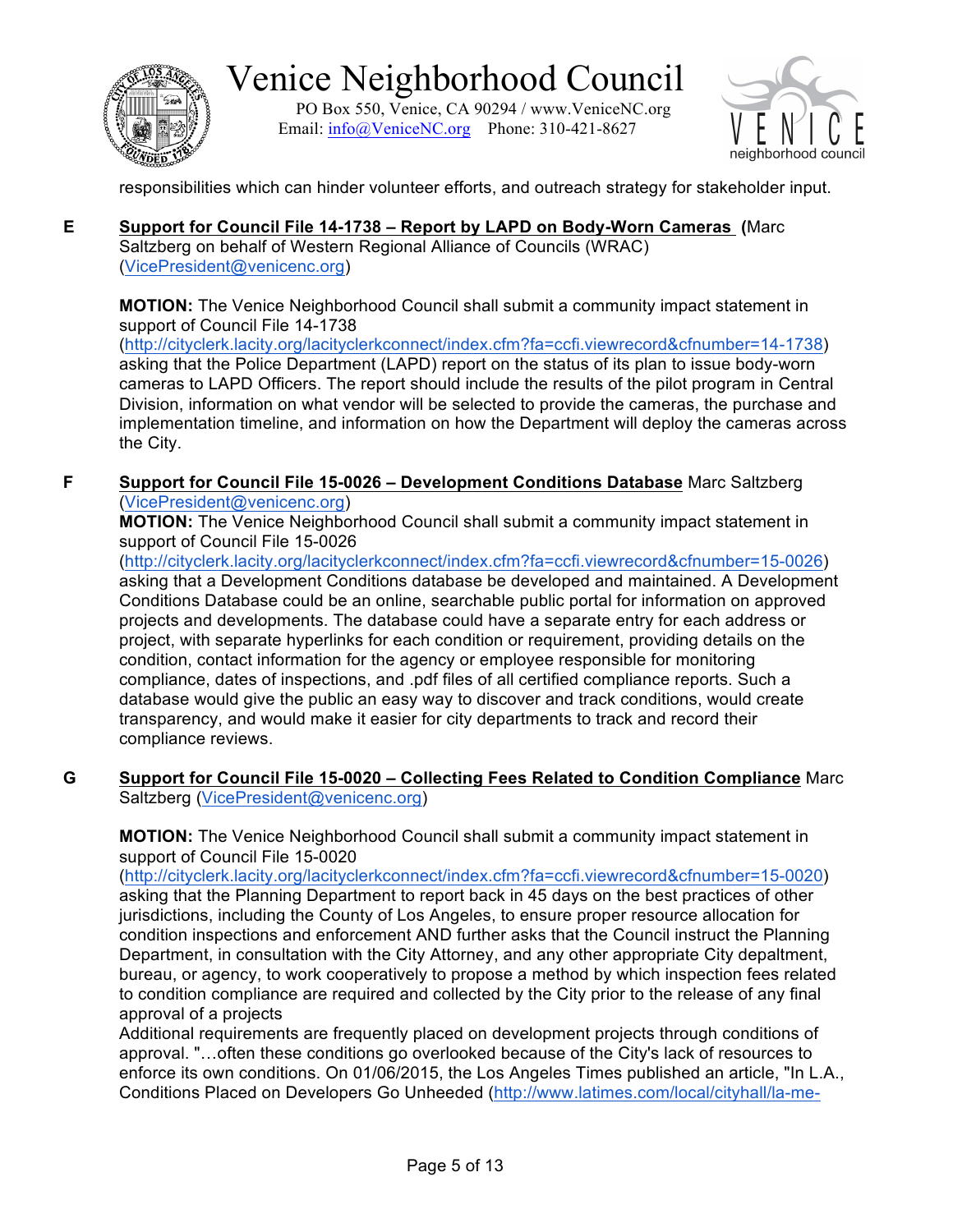responsibilities which can hinder volunteer efforts, and outreach strategy for stakeholder input.

**E** **Support for Council File 14-1738 – Report by LAPD on Body-Worn Cameras** (Marc Saltzberg on behalf of Western Regional Alliance of Councils (WRAC) (VicePresident@venicenc.org)

**MOTION:** The Venice Neighborhood Council shall submit a community impact statement in support of Council File 14-1738 (http://cityclerk.lacity.org/lacityclerkconnect/index.cfm?fa=ccfi.viewrecord&cfnumber=14-1738) asking that the Police Department (LAPD) report on the status of its plan to issue body-worn cameras to LAPD Officers. The report should include the results of the pilot program in Central Division, information on what vendor will be selected to provide the cameras, the purchase and implementation timeline, and information on how the Department will deploy the cameras across the City.

**F** **Support for Council File 15-0026 – Development Conditions Database** Marc Saltzberg (VicePresident@venicenc.org)

**MOTION:** The Venice Neighborhood Council shall submit a community impact statement in support of Council File 15-0026 (http://cityclerk.lacity.org/lacityclerkconnect/index.cfm?fa=ccfi.viewrecord&cfnumber=15-0026) asking that a Development Conditions database be developed and maintained. A Development Conditions Database could be an online, searchable public portal for information on approved projects and developments. The database could have a separate entry for each address or project, with separate hyperlinks for each condition or requirement, providing details on the condition, contact information for the agency or employee responsible for monitoring compliance, dates of inspections, and .pdf files of all certified compliance reports. Such a database would give the public an easy way to discover and track conditions, would create transparency, and would make it easier for city departments to track and record their compliance reviews.

**G** **Support for Council File 15-0020 – Collecting Fees Related to Condition Compliance** Marc Saltzberg (VicePresident@venicenc.org)

**MOTION:** The Venice Neighborhood Council shall submit a community impact statement in support of Council File 15-0020 (http://cityclerk.lacity.org/lacityclerkconnect/index.cfm?fa=ccfi.viewrecord&cfnumber=15-0020) asking that the Planning Department to report back in 45 days on the best practices of other jurisdictions, including the County of Los Angeles, to ensure proper resource allocation for condition inspections and enforcement AND further asks that the Council instruct the Planning Department, in consultation with the City Attorney, and any other appropriate City depaltment, bureau, or agency, to work cooperatively to propose a method by which inspection fees related to condition compliance are required and collected by the City prior to the release of any final approval of a projects
Additional requirements are frequently placed on development projects through conditions of approval. "…often these conditions go overlooked because of the City's lack of resources to enforce its own conditions. On 01/06/2015, the Los Angeles Times published an article, "In L.A., Conditions Placed on Developers Go Unheeded (http://www.latimes.com/local/cityhall/la-me-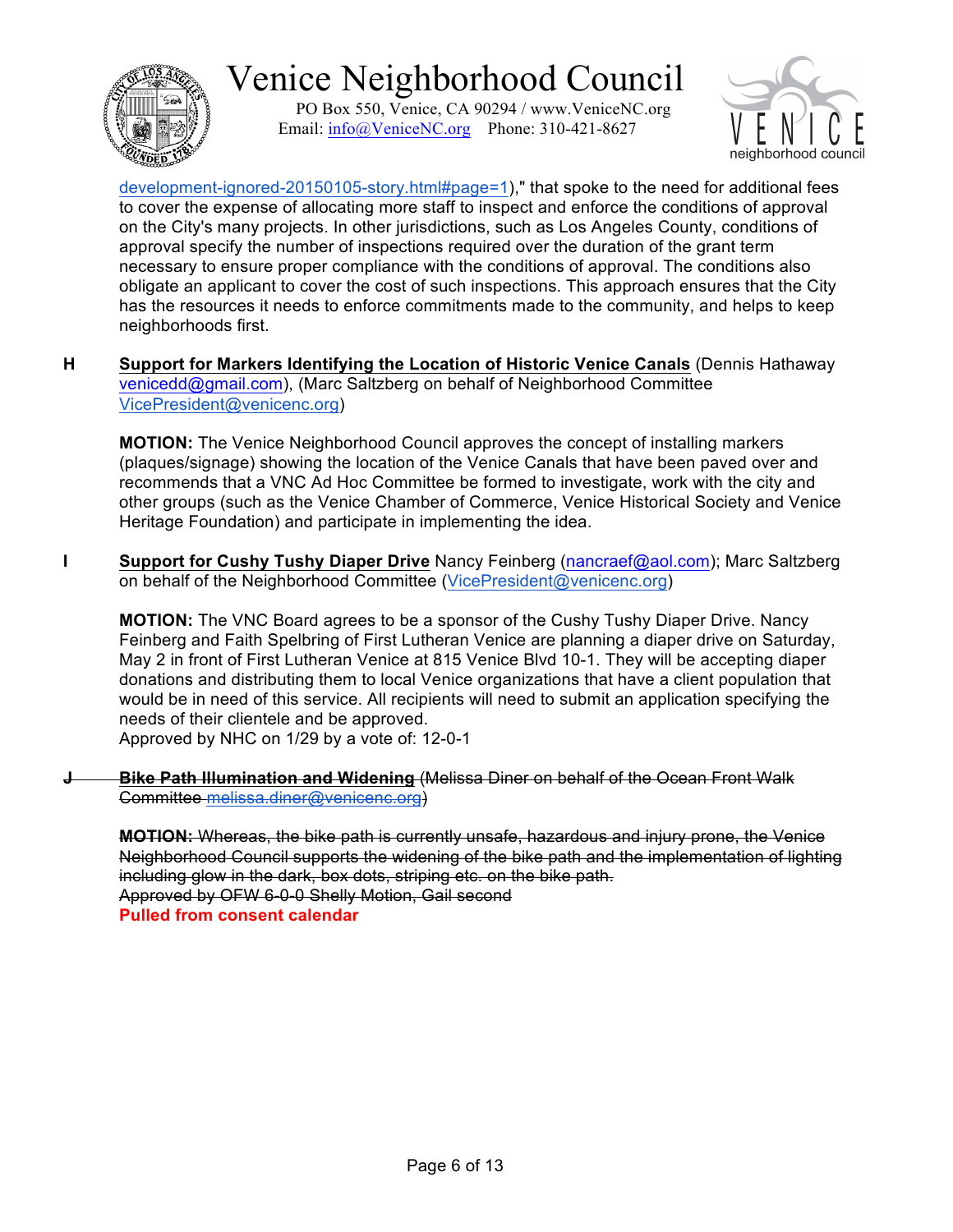development-ignored-20150105-story.html#page=1)," that spoke to the need for additional fees to cover the expense of allocating more staff to inspect and enforce the conditions of approval on the City's many projects. In other jurisdictions, such as Los Angeles County, conditions of approval specify the number of inspections required over the duration of the grant term necessary to ensure proper compliance with the conditions of approval. The conditions also obligate an applicant to cover the cost of such inspections. This approach ensures that the City has the resources it needs to enforce commitments made to the community, and helps to keep neighborhoods first.

**H** **Support for Markers Identifying the Location of Historic Venice Canals** (Dennis Hathaway venicedd@gmail.com), (Marc Saltzberg on behalf of Neighborhood Committee VicePresident@venicenc.org)

**MOTION:** The Venice Neighborhood Council approves the concept of installing markers (plaques/signage) showing the location of the Venice Canals that have been paved over and recommends that a VNC Ad Hoc Committee be formed to investigate, work with the city and other groups (such as the Venice Chamber of Commerce, Venice Historical Society and Venice Heritage Foundation) and participate in implementing the idea.

**I** **Support for Cushy Tushy Diaper Drive** Nancy Feinberg (nancraef@aol.com); Marc Saltzberg on behalf of the Neighborhood Committee (VicePresident@venicenc.org)

**MOTION:** The VNC Board agrees to be a sponsor of the Cushy Tushy Diaper Drive. Nancy Feinberg and Faith Spelbring of First Lutheran Venice are planning a diaper drive on Saturday, May 2 in front of First Lutheran Venice at 815 Venice Blvd 10-1. They will be accepting diaper donations and distributing them to local Venice organizations that have a client population that would be in need of this service. All recipients will need to submit an application specifying the needs of their clientele and be approved.
Approved by NHC on 1/29 by a vote of: 12-0-1

~~**J** **Bike Path Illumination and Widening** (Melissa Diner on behalf of the Ocean Front Walk Committee melissa.diner@venicenc.org)~~

~~**MOTION:** Whereas, the bike path is currently unsafe, hazardous and injury prone, the Venice Neighborhood Council supports the widening of the bike path and the implementation of lighting including glow in the dark, box dots, striping etc. on the bike path.~~
~~Approved by OFW 6-0-0 Shelly Motion, Gail second~~
**Pulled from consent calendar**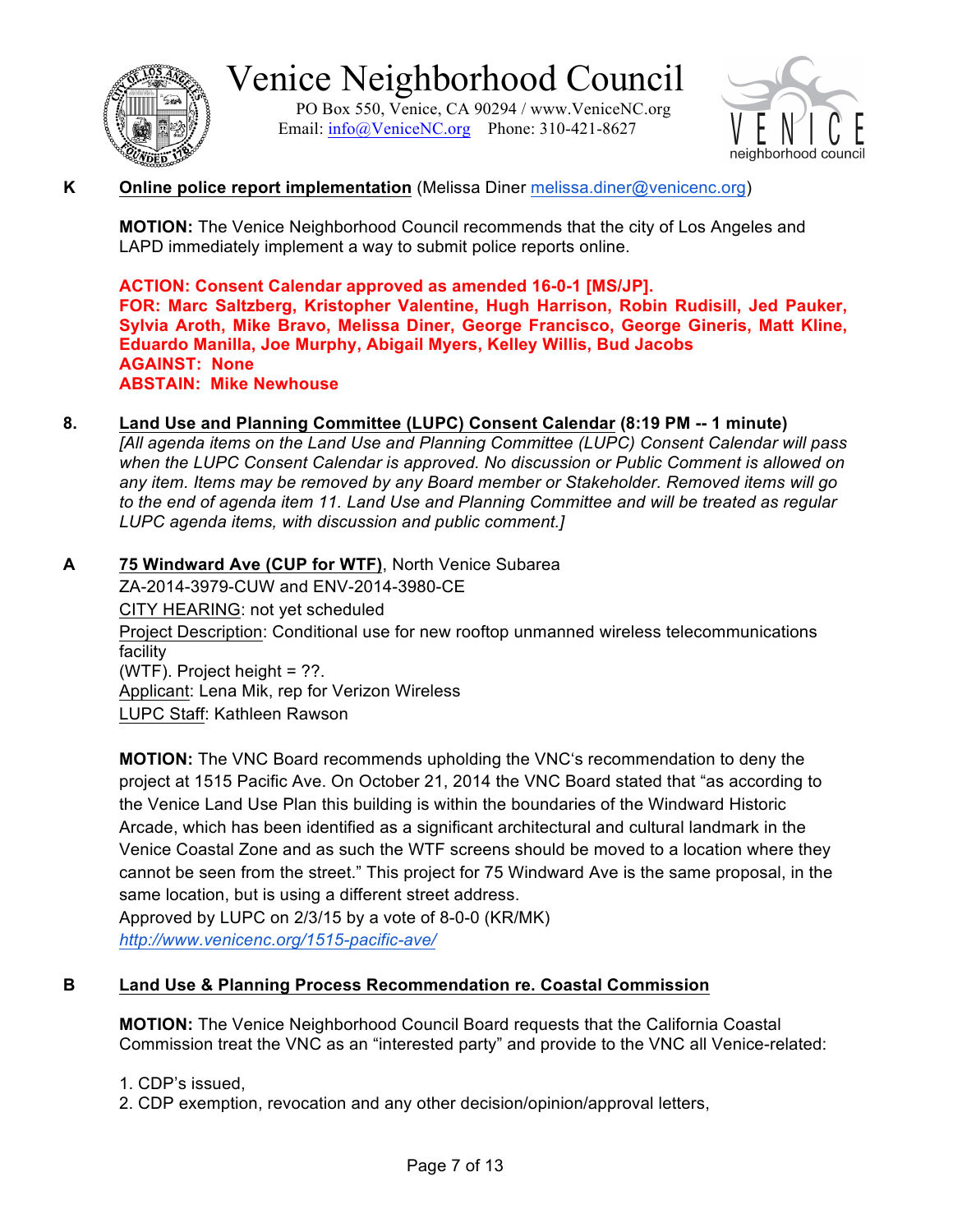**K** **Online police report implementation** (Melissa Diner melissa.diner@venicenc.org)

**MOTION:** The Venice Neighborhood Council recommends that the city of Los Angeles and LAPD immediately implement a way to submit police reports online.

**ACTION: Consent Calendar approved as amended 16-0-1 [MS/JP].**
**FOR: Marc Saltzberg, Kristopher Valentine, Hugh Harrison, Robin Rudisill, Jed Pauker, Sylvia Aroth, Mike Bravo, Melissa Diner, George Francisco, George Gineris, Matt Kline, Eduardo Manilla, Joe Murphy, Abigail Myers, Kelley Willis, Bud Jacobs**
**AGAINST: None**
**ABSTAIN: Mike Newhouse**

**8.** **Land Use and Planning Committee (LUPC) Consent Calendar (8:19 PM -- 1 minute)**
*[All agenda items on the Land Use and Planning Committee (LUPC) Consent Calendar will pass when the LUPC Consent Calendar is approved. No discussion or Public Comment is allowed on any item. Items may be removed by any Board member or Stakeholder. Removed items will go to the end of agenda item 11. Land Use and Planning Committee and will be treated as regular LUPC agenda items, with discussion and public comment.]*

**A** **75 Windward Ave (CUP for WTF)**, North Venice Subarea
ZA-2014-3979-CUW and ENV-2014-3980-CE
CITY HEARING: not yet scheduled
Project Description: Conditional use for new rooftop unmanned wireless telecommunications facility
(WTF). Project height = ??.
Applicant: Lena Mik, rep for Verizon Wireless
LUPC Staff: Kathleen Rawson

**MOTION:** The VNC Board recommends upholding the VNC's recommendation to deny the project at 1515 Pacific Ave. On October 21, 2014 the VNC Board stated that "as according to the Venice Land Use Plan this building is within the boundaries of the Windward Historic Arcade, which has been identified as a significant architectural and cultural landmark in the Venice Coastal Zone and as such the WTF screens should be moved to a location where they cannot be seen from the street." This project for 75 Windward Ave is the same proposal, in the same location, but is using a different street address.
Approved by LUPC on 2/3/15 by a vote of 8-0-0 (KR/MK)
*http://www.venicenc.org/1515-pacific-ave/*

**B** **Land Use & Planning Process Recommendation re. Coastal Commission**

**MOTION:** The Venice Neighborhood Council Board requests that the California Coastal Commission treat the VNC as an "interested party" and provide to the VNC all Venice-related:

1. CDP's issued,
2. CDP exemption, revocation and any other decision/opinion/approval letters,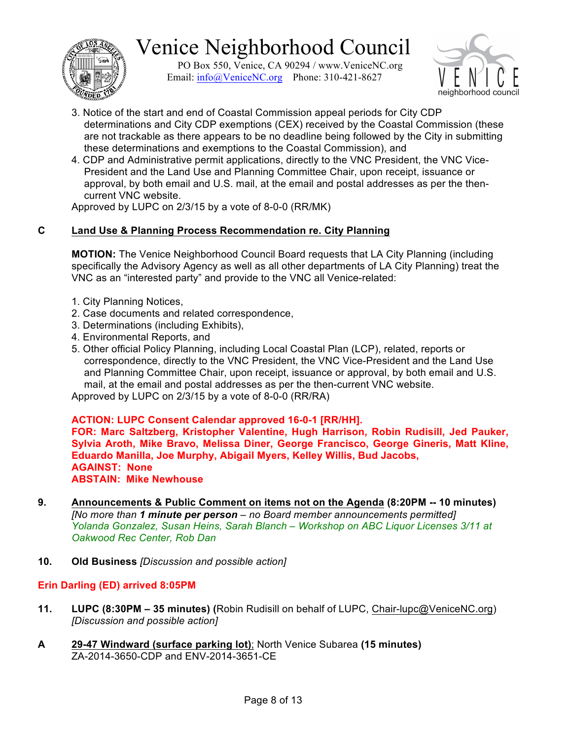3. Notice of the start and end of Coastal Commission appeal periods for City CDP determinations and City CDP exemptions (CEX) received by the Coastal Commission (these are not trackable as there appears to be no deadline being followed by the City in submitting these determinations and exemptions to the Coastal Commission), and
4. CDP and Administrative permit applications, directly to the VNC President, the VNC Vice-President and the Land Use and Planning Committee Chair, upon receipt, issuance or approval, by both email and U.S. mail, at the email and postal addresses as per the then-current VNC website.

Approved by LUPC on 2/3/15 by a vote of 8-0-0 (RR/MK)

**C** **Land Use & Planning Process Recommendation re. City Planning**

**MOTION:** The Venice Neighborhood Council Board requests that LA City Planning (including specifically the Advisory Agency as well as all other departments of LA City Planning) treat the VNC as an "interested party" and provide to the VNC all Venice-related:

1. City Planning Notices,
2. Case documents and related correspondence,
3. Determinations (including Exhibits),
4. Environmental Reports, and
5. Other official Policy Planning, including Local Coastal Plan (LCP), related, reports or correspondence, directly to the VNC President, the VNC Vice-President and the Land Use and Planning Committee Chair, upon receipt, issuance or approval, by both email and U.S. mail, at the email and postal addresses as per the then-current VNC website.

Approved by LUPC on 2/3/15 by a vote of 8-0-0 (RR/RA)

**ACTION: LUPC Consent Calendar approved 16-0-1 [RR/HH].**
**FOR: Marc Saltzberg, Kristopher Valentine, Hugh Harrison, Robin Rudisill, Jed Pauker, Sylvia Aroth, Mike Bravo, Melissa Diner, George Francisco, George Gineris, Matt Kline, Eduardo Manilla, Joe Murphy, Abigail Myers, Kelley Willis, Bud Jacobs,**
**AGAINST: None**
**ABSTAIN: Mike Newhouse**

**9.** **Announcements & Public Comment on items not on the Agenda (8:20PM -- 10 minutes)**
*[No more than **1 minute per person** – no Board member announcements permitted]*
*Yolanda Gonzalez, Susan Heins, Sarah Blanch – Workshop on ABC Liquor Licenses 3/11 at Oakwood Rec Center, Rob Dan*

**10.** **Old Business** *[Discussion and possible action]*

**Erin Darling (ED) arrived 8:05PM**

**11.** **LUPC (8:30PM – 35 minutes) (**Robin Rudisill on behalf of LUPC, Chair-lupc@VeniceNC.org) *[Discussion and possible action]*

**A** **29-47 Windward (surface parking lot)**; North Venice Subarea **(15 minutes)**
ZA-2014-3650-CDP and ENV-2014-3651-CE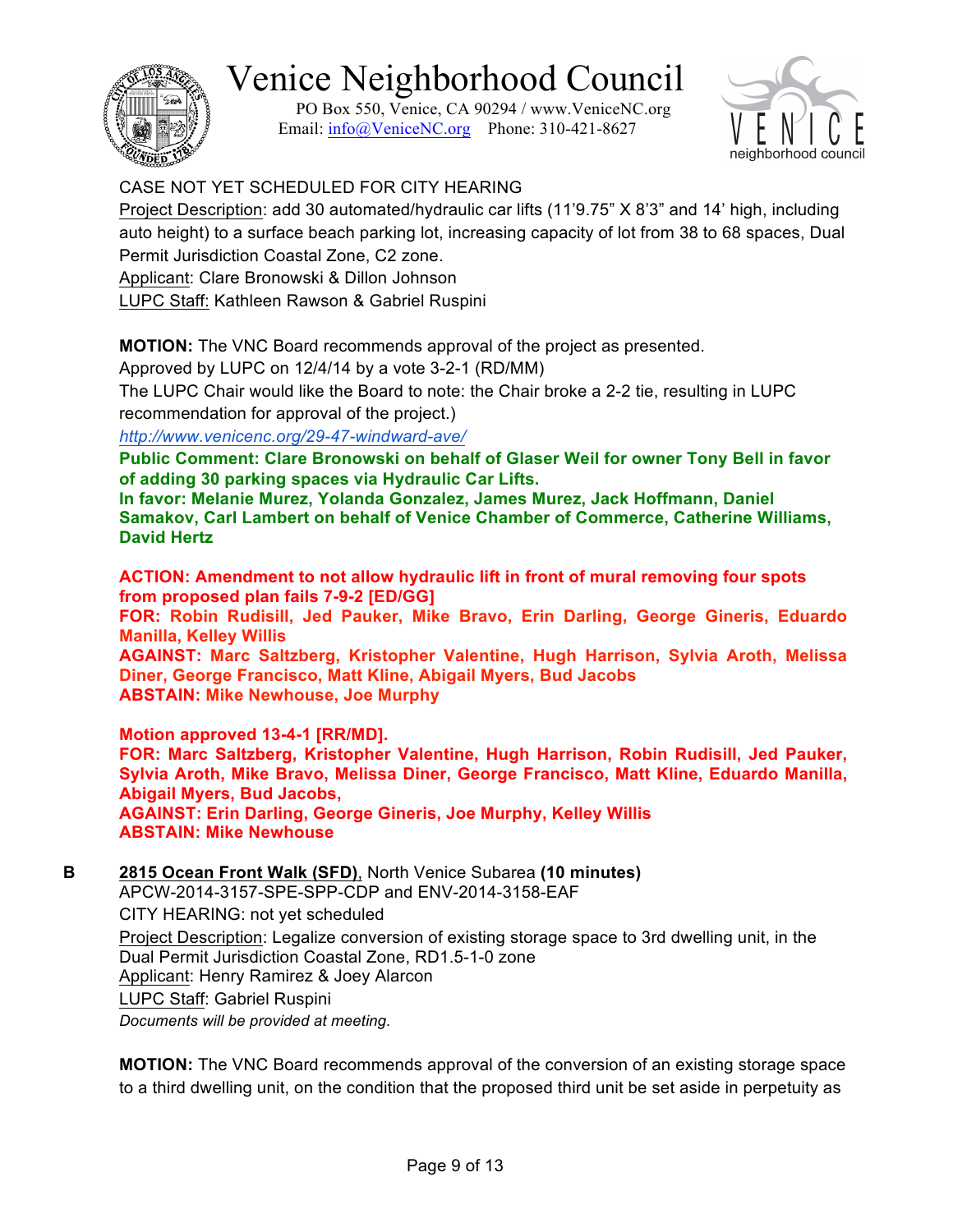CASE NOT YET SCHEDULED FOR CITY HEARING

Project Description: add 30 automated/hydraulic car lifts (11'9.75" X 8'3" and 14' high, including auto height) to a surface beach parking lot, increasing capacity of lot from 38 to 68 spaces, Dual Permit Jurisdiction Coastal Zone, C2 zone.

Applicant: Clare Bronowski & Dillon Johnson

LUPC Staff: Kathleen Rawson & Gabriel Ruspini

**MOTION:** The VNC Board recommends approval of the project as presented.

Approved by LUPC on 12/4/14 by a vote 3-2-1 (RD/MM)

The LUPC Chair would like the Board to note: the Chair broke a 2-2 tie, resulting in LUPC recommendation for approval of the project.)

*http://www.venicenc.org/29-47-windward-ave/*

**Public Comment: Clare Bronowski on behalf of Glaser Weil for owner Tony Bell in favor of adding 30 parking spaces via Hydraulic Car Lifts.**

**In favor: Melanie Murez, Yolanda Gonzalez, James Murez, Jack Hoffmann, Daniel Samakov, Carl Lambert on behalf of Venice Chamber of Commerce, Catherine Williams, David Hertz**

**ACTION: Amendment to not allow hydraulic lift in front of mural removing four spots from proposed plan fails 7-9-2 [ED/GG]**

**FOR: Robin Rudisill, Jed Pauker, Mike Bravo, Erin Darling, George Gineris, Eduardo Manilla, Kelley Willis**

**AGAINST: Marc Saltzberg, Kristopher Valentine, Hugh Harrison, Sylvia Aroth, Melissa Diner, George Francisco, Matt Kline, Abigail Myers, Bud Jacobs**

**ABSTAIN: Mike Newhouse, Joe Murphy**

**Motion approved 13-4-1 [RR/MD].**

**FOR: Marc Saltzberg, Kristopher Valentine, Hugh Harrison, Robin Rudisill, Jed Pauker, Sylvia Aroth, Mike Bravo, Melissa Diner, George Francisco, Matt Kline, Eduardo Manilla, Abigail Myers, Bud Jacobs,**

**AGAINST: Erin Darling, George Gineris, Joe Murphy, Kelley Willis**

**ABSTAIN: Mike Newhouse**

**B** 2815 Ocean Front Walk (SFD), North Venice Subarea **(10 minutes)**

APCW-2014-3157-SPE-SPP-CDP and ENV-2014-3158-EAF

CITY HEARING: not yet scheduled

Project Description: Legalize conversion of existing storage space to 3rd dwelling unit, in the Dual Permit Jurisdiction Coastal Zone, RD1.5-1-0 zone

Applicant: Henry Ramirez & Joey Alarcon

LUPC Staff: Gabriel Ruspini

*Documents will be provided at meeting.*

**MOTION:** The VNC Board recommends approval of the conversion of an existing storage space to a third dwelling unit, on the condition that the proposed third unit be set aside in perpetuity as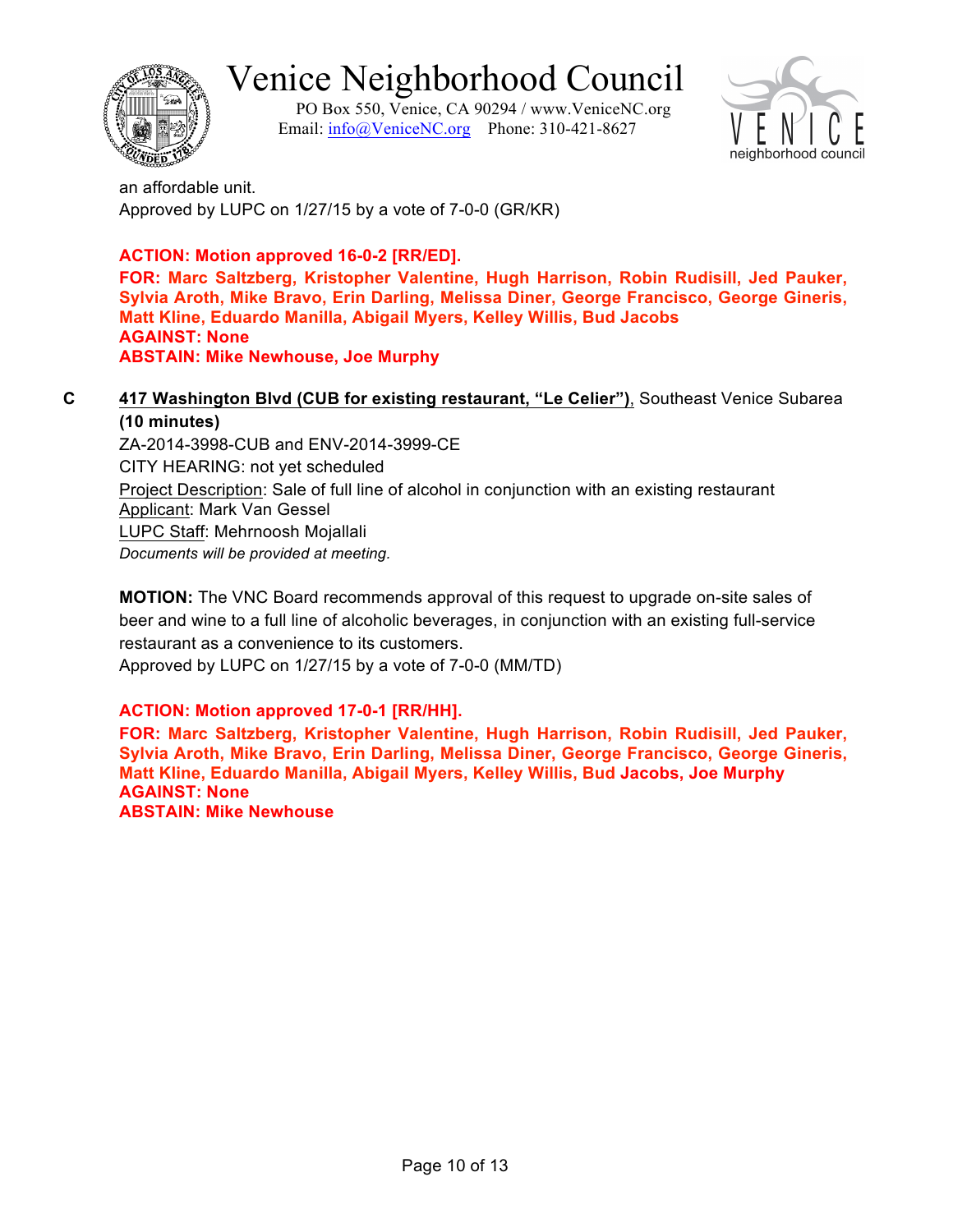an affordable unit.
Approved by LUPC on 1/27/15 by a vote of 7-0-0 (GR/KR)

**ACTION: Motion approved 16-0-2 [RR/ED].**
**FOR: Marc Saltzberg, Kristopher Valentine, Hugh Harrison, Robin Rudisill, Jed Pauker, Sylvia Aroth, Mike Bravo, Erin Darling, Melissa Diner, George Francisco, George Gineris, Matt Kline, Eduardo Manilla, Abigail Myers, Kelley Willis, Bud Jacobs**
**AGAINST: None**
**ABSTAIN: Mike Newhouse, Joe Murphy**

**C** **417 Washington Blvd (CUB for existing restaurant, "Le Celier")**, Southeast Venice Subarea **(10 minutes)**
ZA-2014-3998-CUB and ENV-2014-3999-CE
CITY HEARING: not yet scheduled
Project Description: Sale of full line of alcohol in conjunction with an existing restaurant
Applicant: Mark Van Gessel
LUPC Staff: Mehrnoosh Mojallali
*Documents will be provided at meeting.*

**MOTION:** The VNC Board recommends approval of this request to upgrade on-site sales of beer and wine to a full line of alcoholic beverages, in conjunction with an existing full-service restaurant as a convenience to its customers.
Approved by LUPC on 1/27/15 by a vote of 7-0-0 (MM/TD)

**ACTION: Motion approved 17-0-1 [RR/HH].**
**FOR: Marc Saltzberg, Kristopher Valentine, Hugh Harrison, Robin Rudisill, Jed Pauker, Sylvia Aroth, Mike Bravo, Erin Darling, Melissa Diner, George Francisco, George Gineris, Matt Kline, Eduardo Manilla, Abigail Myers, Kelley Willis, Bud Jacobs, Joe Murphy**
**AGAINST: None**
**ABSTAIN: Mike Newhouse**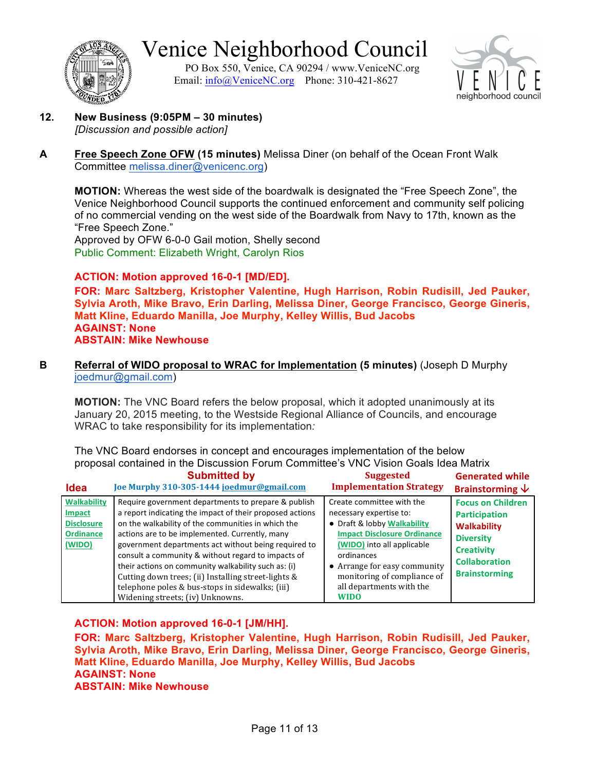Venice Neighborhood Council
PO Box 550, Venice, CA 90294 / www.VeniceNC.org
Email: info@VeniceNC.org Phone: 310-421-8627

**12. New Business (9:05PM – 30 minutes)**
*[Discussion and possible action]*

**A** **Free Speech Zone OFW (15 minutes)** Melissa Diner (on behalf of the Ocean Front Walk Committee melissa.diner@venicenc.org)

**MOTION:** Whereas the west side of the boardwalk is designated the "Free Speech Zone", the Venice Neighborhood Council supports the continued enforcement and community self policing of no commercial vending on the west side of the Boardwalk from Navy to 17th, known as the "Free Speech Zone."
Approved by OFW 6-0-0 Gail motion, Shelly second
Public Comment: Elizabeth Wright, Carolyn Rios

**ACTION: Motion approved 16-0-1 [MD/ED].**
**FOR: Marc Saltzberg, Kristopher Valentine, Hugh Harrison, Robin Rudisill, Jed Pauker, Sylvia Aroth, Mike Bravo, Erin Darling, Melissa Diner, George Francisco, George Gineris, Matt Kline, Eduardo Manilla, Joe Murphy, Kelley Willis, Bud Jacobs**
**AGAINST: None**
**ABSTAIN: Mike Newhouse**

**B** **Referral of WIDO proposal to WRAC for Implementation (5 minutes)** (Joseph D Murphy joedmur@gmail.com)

**MOTION:** The VNC Board refers the below proposal, which it adopted unanimously at its January 20, 2015 meeting, to the Westside Regional Alliance of Councils, and encourage WRAC to take responsibility for its implementation*:*

The VNC Board endorses in concept and encourages implementation of the below proposal contained in the Discussion Forum Committee's VNC Vision Goals Idea Matrix

| Idea | Submitted by Joe Murphy 310-305-1444 joedmur@gmail.com | Suggested Implementation Strategy | Generated while Brainstorming ↓ |
|---|---|---|---|
| Walkability Impact Disclosure Ordinance (WIDO) | Require government departments to prepare & publish a report indicating the impact of their proposed actions on the walkability of the communities in which the actions are to be implemented. Currently, many government departments act without being required to consult a community & without regard to impacts of their actions on community walkability such as: (i) Cutting down trees; (ii) Installing street-lights & telephone poles & bus-stops in sidewalks; (iii) Widening streets; (iv) Unknowns. | Create committee with the necessary expertise to: • Draft & lobby Walkability Impact Disclosure Ordinance (WIDO) into all applicable ordinances • Arrange for easy community monitoring of compliance of all departments with the WIDO | Focus on Children Participation Walkability Diversity Creativity Collaboration Brainstorming |

**ACTION: Motion approved 16-0-1 [JM/HH].**
**FOR: Marc Saltzberg, Kristopher Valentine, Hugh Harrison, Robin Rudisill, Jed Pauker, Sylvia Aroth, Mike Bravo, Erin Darling, Melissa Diner, George Francisco, George Gineris, Matt Kline, Eduardo Manilla, Joe Murphy, Kelley Willis, Bud Jacobs**
**AGAINST: None**
**ABSTAIN: Mike Newhouse**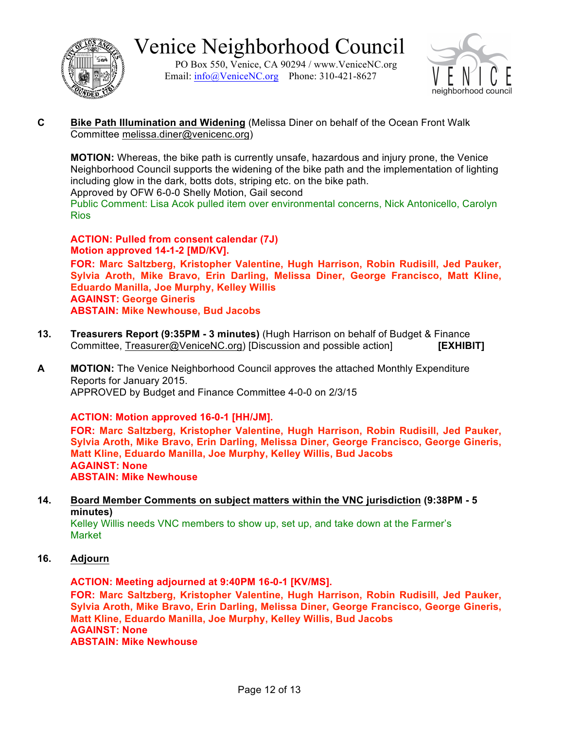**C** **Bike Path Illumination and Widening** (Melissa Diner on behalf of the Ocean Front Walk Committee melissa.diner@venicenc.org)

**MOTION:** Whereas, the bike path is currently unsafe, hazardous and injury prone, the Venice Neighborhood Council supports the widening of the bike path and the implementation of lighting including glow in the dark, botts dots, striping etc. on the bike path.
Approved by OFW 6-0-0 Shelly Motion, Gail second
Public Comment: Lisa Acok pulled item over environmental concerns, Nick Antonicello, Carolyn Rios

**ACTION: Pulled from consent calendar (7J)**
**Motion approved 14-1-2 [MD/KV].**
**FOR: Marc Saltzberg, Kristopher Valentine, Hugh Harrison, Robin Rudisill, Jed Pauker, Sylvia Aroth, Mike Bravo, Erin Darling, Melissa Diner, George Francisco, Matt Kline, Eduardo Manilla, Joe Murphy, Kelley Willis**
**AGAINST: George Gineris**
**ABSTAIN: Mike Newhouse, Bud Jacobs**

**13.** **Treasurers Report (9:35PM - 3 minutes)** (Hugh Harrison on behalf of Budget & Finance Committee, Treasurer@VeniceNC.org) [Discussion and possible action] **[EXHIBIT]**

**A** **MOTION:** The Venice Neighborhood Council approves the attached Monthly Expenditure Reports for January 2015.
APPROVED by Budget and Finance Committee 4-0-0 on 2/3/15

**ACTION: Motion approved 16-0-1 [HH/JM].**
**FOR: Marc Saltzberg, Kristopher Valentine, Hugh Harrison, Robin Rudisill, Jed Pauker, Sylvia Aroth, Mike Bravo, Erin Darling, Melissa Diner, George Francisco, George Gineris, Matt Kline, Eduardo Manilla, Joe Murphy, Kelley Willis, Bud Jacobs**
**AGAINST: None**
**ABSTAIN: Mike Newhouse**

**14.** **Board Member Comments on subject matters within the VNC jurisdiction (9:38PM - 5 minutes)**
Kelley Willis needs VNC members to show up, set up, and take down at the Farmer's Market

**16.** **Adjourn**

**ACTION: Meeting adjourned at 9:40PM 16-0-1 [KV/MS].**
**FOR: Marc Saltzberg, Kristopher Valentine, Hugh Harrison, Robin Rudisill, Jed Pauker, Sylvia Aroth, Mike Bravo, Erin Darling, Melissa Diner, George Francisco, George Gineris, Matt Kline, Eduardo Manilla, Joe Murphy, Kelley Willis, Bud Jacobs**
**AGAINST: None**
**ABSTAIN: Mike Newhouse**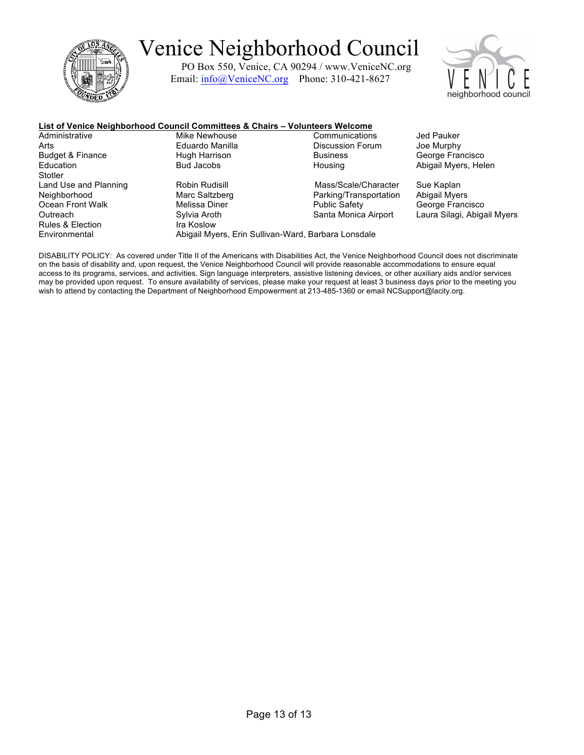# Venice Neighborhood Council

PO Box 550, Venice, CA 90294 / www.VeniceNC.org
Email: info@VeniceNC.org Phone: 310-421-8627

**List of Venice Neighborhood Council Committees & Chairs – Volunteers Welcome**

| | | | |
|---|---|---|---|
| Administrative | Mike Newhouse | Communications | Jed Pauker |
| Arts | Eduardo Manilla | Discussion Forum | Joe Murphy |
| Budget & Finance | Hugh Harrison | Business | George Francisco |
| Education | Bud Jacobs | Housing | Abigail Myers, Helen Stotler |
| Land Use and Planning | Robin Rudisill | Mass/Scale/Character | Sue Kaplan |
| Neighborhood | Marc Saltzberg | Parking/Transportation | Abigail Myers |
| Ocean Front Walk | Melissa Diner | Public Safety | George Francisco |
| Outreach | Sylvia Aroth | Santa Monica Airport | Laura Silagi, Abigail Myers |
| Rules & Election | Ira Koslow | | |
| Environmental | Abigail Myers, Erin Sullivan-Ward, Barbara Lonsdale | | |

DISABILITY POLICY: As covered under Title II of the Americans with Disabilities Act, the Venice Neighborhood Council does not discriminate on the basis of disability and, upon request, the Venice Neighborhood Council will provide reasonable accommodations to ensure equal access to its programs, services, and activities. Sign language interpreters, assistive listening devices, or other auxiliary aids and/or services may be provided upon request. To ensure availability of services, please make your request at least 3 business days prior to the meeting you wish to attend by contacting the Department of Neighborhood Empowerment at 213-485-1360 or email NCSupport@lacity.org.